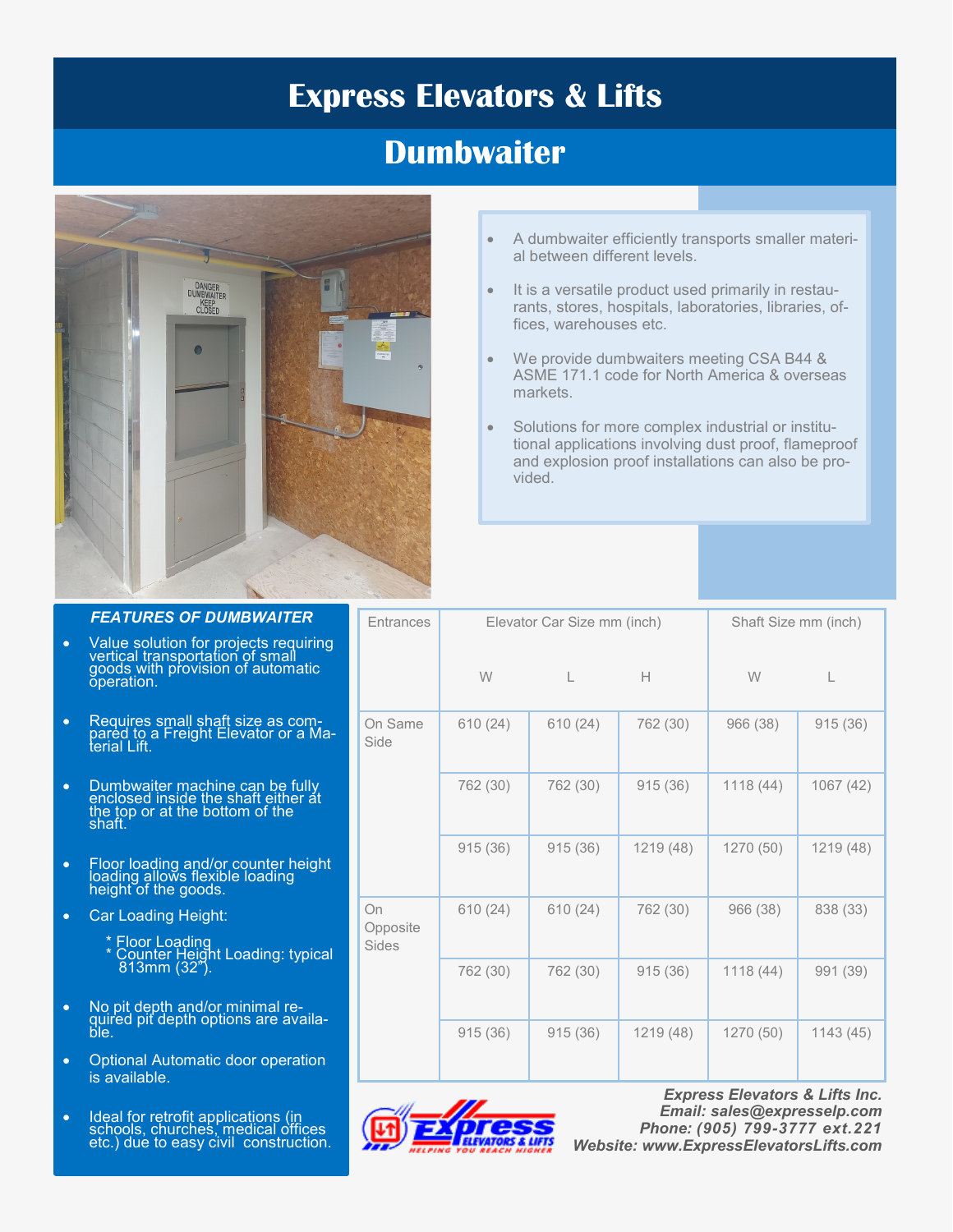# Express Elevators & Lifts

## Dumbwaiter

- A dumbwaiter efficiently transports smaller material between different levels.
- It is a versatile product used primarily in restaurants, stores, hospitals, laboratories, libraries, offices, warehouses etc.
- We provide dumbwaiters meeting CSA B44 & ASME 171.1 code for North America & overseas markets.
- Solutions for more complex industrial or institutional applications involving dust proof, flameproof and explosion proof installations can also be provided.

### *FEATURES OF DUMBWAITER*

- Value solution for projects requiring vertical transportation of small goods with provision of automatic operation.
- Requires small shaft size as compared to a Freight Elevator or a Material Lift.
- Dumbwaiter machine can be fully enclosed inside the shaft either at the top or at the bottom of the shaft.
- Floor loading and/or counter height loading allows flexible loading height of the goods.
- Car Loading Height:

  * Floor Loading
  * Counter Height Loading: typical 813mm (32").

- No pit depth and/or minimal required pit depth options are available.
- Optional Automatic door operation is available.
- Ideal for retrofit applications (in schools, churches, medical offices etc.) due to easy civil construction.

| Entrances | Elevator Car Size mm (inch) | | | Shaft Size mm (inch) | |
|---|---|---|---|---|---|
| | W | L | H | W | L |
| On Same Side | 610 (24) | 610 (24) | 762 (30) | 966 (38) | 915 (36) |
| | 762 (30) | 762 (30) | 915 (36) | 1118 (44) | 1067 (42) |
| | 915 (36) | 915 (36) | 1219 (48) | 1270 (50) | 1219 (48) |
| On Opposite Sides | 610 (24) | 610 (24) | 762 (30) | 966 (38) | 838 (33) |
| | 762 (30) | 762 (30) | 915 (36) | 1118 (44) | 991 (39) |
| | 915 (36) | 915 (36) | 1219 (48) | 1270 (50) | 1143 (45) |

***Express Elevators & Lifts Inc.***
***Email: sales@expresselp.com***
***Phone: (905) 799-3777 ext.221***
***Website: www.ExpressElevatorsLifts.com***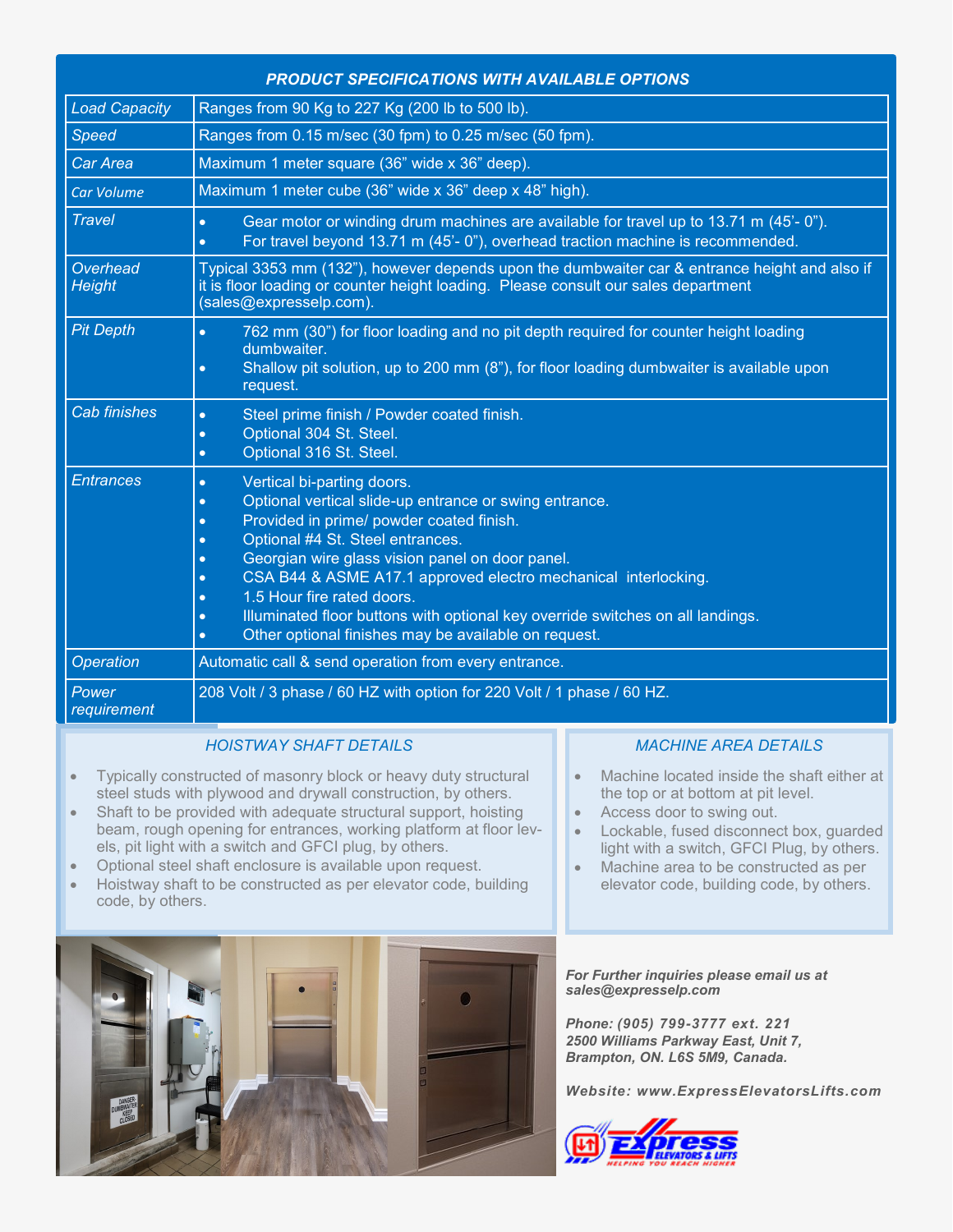## PRODUCT SPECIFICATIONS WITH AVAILABLE OPTIONS

| | |
|---|---|
| *Load Capacity* | Ranges from 90 Kg to 227 Kg (200 lb to 500 lb). |
| *Speed* | Ranges from 0.15 m/sec (30 fpm) to 0.25 m/sec (50 fpm). |
| *Car Area* | Maximum 1 meter square (36" wide x 36" deep). |
| *Car Volume* | Maximum 1 meter cube (36" wide x 36" deep x 48" high). |
| *Travel* | • Gear motor or winding drum machines are available for travel up to 13.71 m (45'- 0").<br>• For travel beyond 13.71 m (45'- 0"), overhead traction machine is recommended. |
| *Overhead Height* | Typical 3353 mm (132"), however depends upon the dumbwaiter car & entrance height and also if it is floor loading or counter height loading. Please consult our sales department (sales@expresselp.com). |
| *Pit Depth* | • 762 mm (30") for floor loading and no pit depth required for counter height loading dumbwaiter.<br>• Shallow pit solution, up to 200 mm (8"), for floor loading dumbwaiter is available upon request. |
| *Cab finishes* | • Steel prime finish / Powder coated finish.<br>• Optional 304 St. Steel.<br>• Optional 316 St. Steel. |
| *Entrances* | • Vertical bi-parting doors.<br>• Optional vertical slide-up entrance or swing entrance.<br>• Provided in prime/ powder coated finish.<br>• Optional #4 St. Steel entrances.<br>• Georgian wire glass vision panel on door panel.<br>• CSA B44 & ASME A17.1 approved electro mechanical interlocking.<br>• 1.5 Hour fire rated doors.<br>• Illuminated floor buttons with optional key override switches on all landings.<br>• Other optional finishes may be available on request. |
| *Operation* | Automatic call & send operation from every entrance. |
| *Power requirement* | 208 Volt / 3 phase / 60 HZ with option for 220 Volt / 1 phase / 60 HZ. |

### *HOISTWAY SHAFT DETAILS*

- Typically constructed of masonry block or heavy duty structural steel studs with plywood and drywall construction, by others.
- Shaft to be provided with adequate structural support, hoisting beam, rough opening for entrances, working platform at floor levels, pit light with a switch and GFCI plug, by others.
- Optional steel shaft enclosure is available upon request.
- Hoistway shaft to be constructed as per elevator code, building code, by others.

### *MACHINE AREA DETAILS*

- Machine located inside the shaft either at the top or at bottom at pit level.
- Access door to swing out.
- Lockable, fused disconnect box, guarded light with a switch, GFCI Plug, by others.
- Machine area to be constructed as per elevator code, building code, by others.

***For Further inquiries please email us at sales@expresselp.com***

***Phone: (905) 799-3777 ext. 221***
***2500 Williams Parkway East, Unit 7,***
***Brampton, ON. L6S 5M9, Canada.***

***Website: www.ExpressElevatorsLifts.com***

Express ELEVATORS & LIFTS
HELPING YOU REACH HIGHER